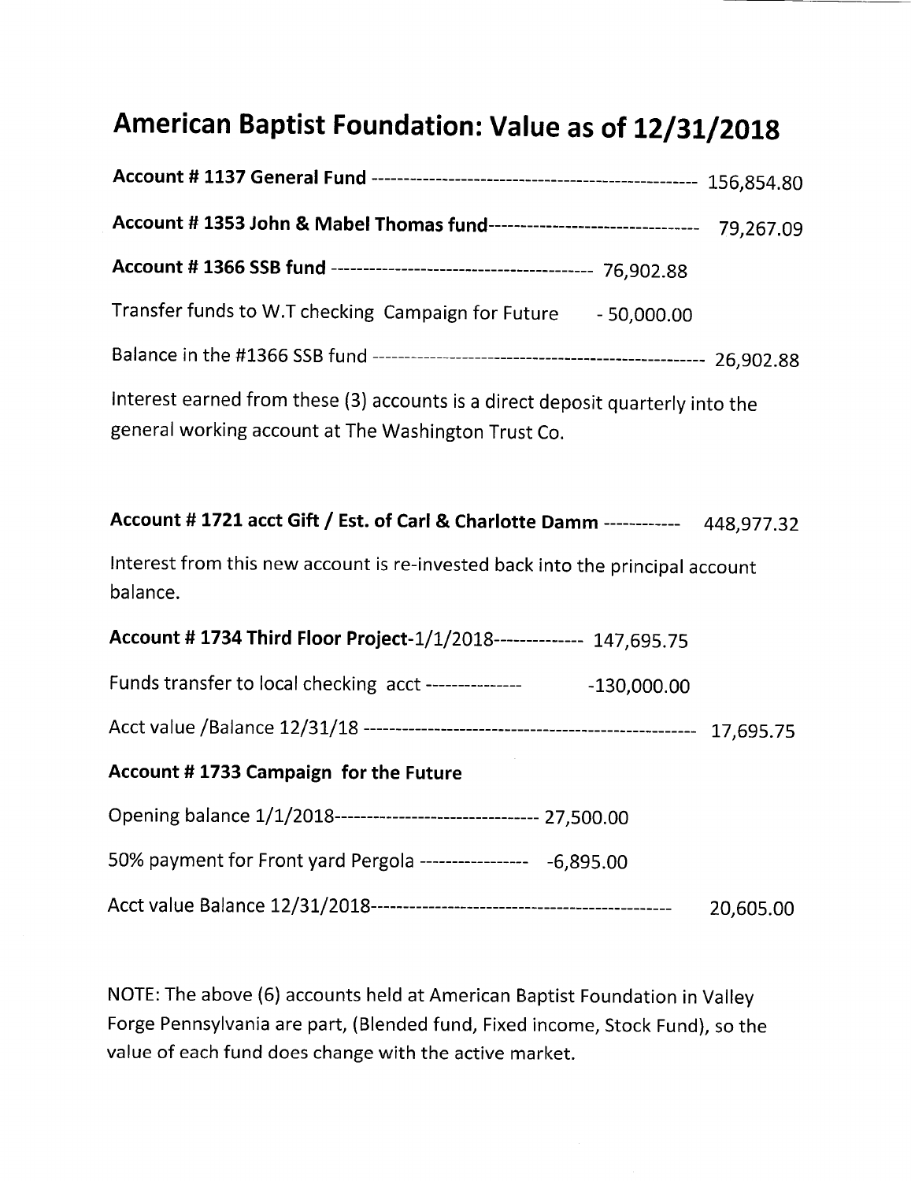# American Baptist Foundation: Value as of 12/31/2018

**Account # 1137 General Fund** -------------------------------------------------- 156,854.80

**Account # 1353 John & Mabel Thomas fund**-------------------------------- 79,267.09

**Account # 1366 SSB fund** ---------------------------------------- 76,902.88

Transfer funds to W.T checking Campaign for Future - 50,000.00

Balance in the #1366 SSB fund -------------------------------------------------- 26,902.88

Interest earned from these (3) accounts is a direct deposit quarterly into the general working account at The Washington Trust Co.

**Account # 1721 acct Gift / Est. of Carl & Charlotte Damm** ------------ 448,977.32

Interest from this new account is re-invested back into the principal account balance.

**Account # 1734 Third Floor Project**-1/1/2018-------------- 147,695.75

Funds transfer to local checking acct --------------- -130,000.00

Acct value /Balance 12/31/18 --------------------------------------------------- 17,695.75

**Account # 1733 Campaign for the Future**

Opening balance 1/1/2018-------------------------------- 27,500.00

50% payment for Front yard Pergola ----------------- -6,895.00

Acct value Balance 12/31/2018---------------------------------------------- 20,605.00

NOTE: The above (6) accounts held at American Baptist Foundation in Valley Forge Pennsylvania are part, (Blended fund, Fixed income, Stock Fund), so the value of each fund does change with the active market.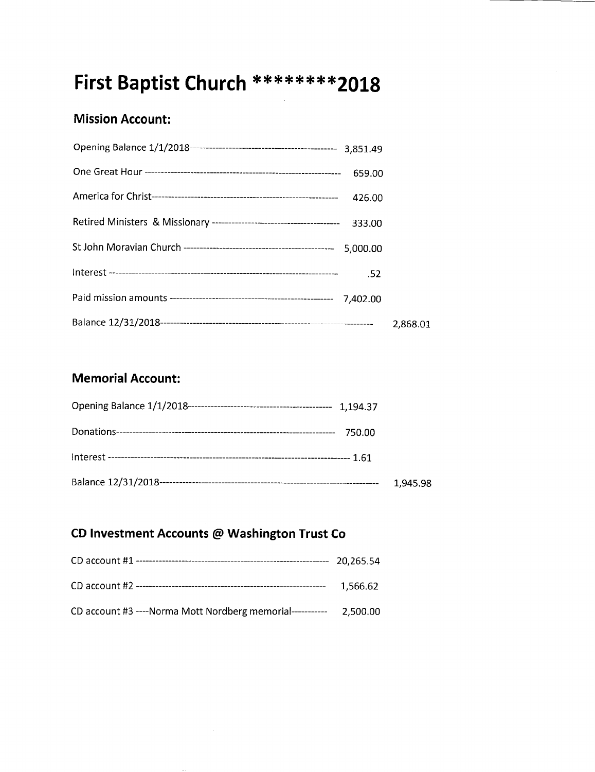# First Baptist Church ********2018

## Mission Account:

| | | |
|---|---|---|
| Opening Balance 1/1/2018 | 3,851.49 | |
| One Great Hour | 659.00 | |
| America for Christ | 426.00 | |
| Retired Ministers & Missionary | 333.00 | |
| St John Moravian Church | 5,000.00 | |
| Interest | .52 | |
| Paid mission amounts | 7,402.00 | |
| Balance 12/31/2018 | | 2,868.01 |

## Memorial Account:

| | | |
|---|---|---|
| Opening Balance 1/1/2018 | 1,194.37 | |
| Donations | 750.00 | |
| Interest | 1.61 | |
| Balance 12/31/2018 | | 1,945.98 |

## CD Investment Accounts @ Washington Trust Co

| | |
|---|---|
| CD account #1 | 20,265.54 |
| CD account #2 | 1,566.62 |
| CD account #3 ----Norma Mott Nordberg memorial | 2,500.00 |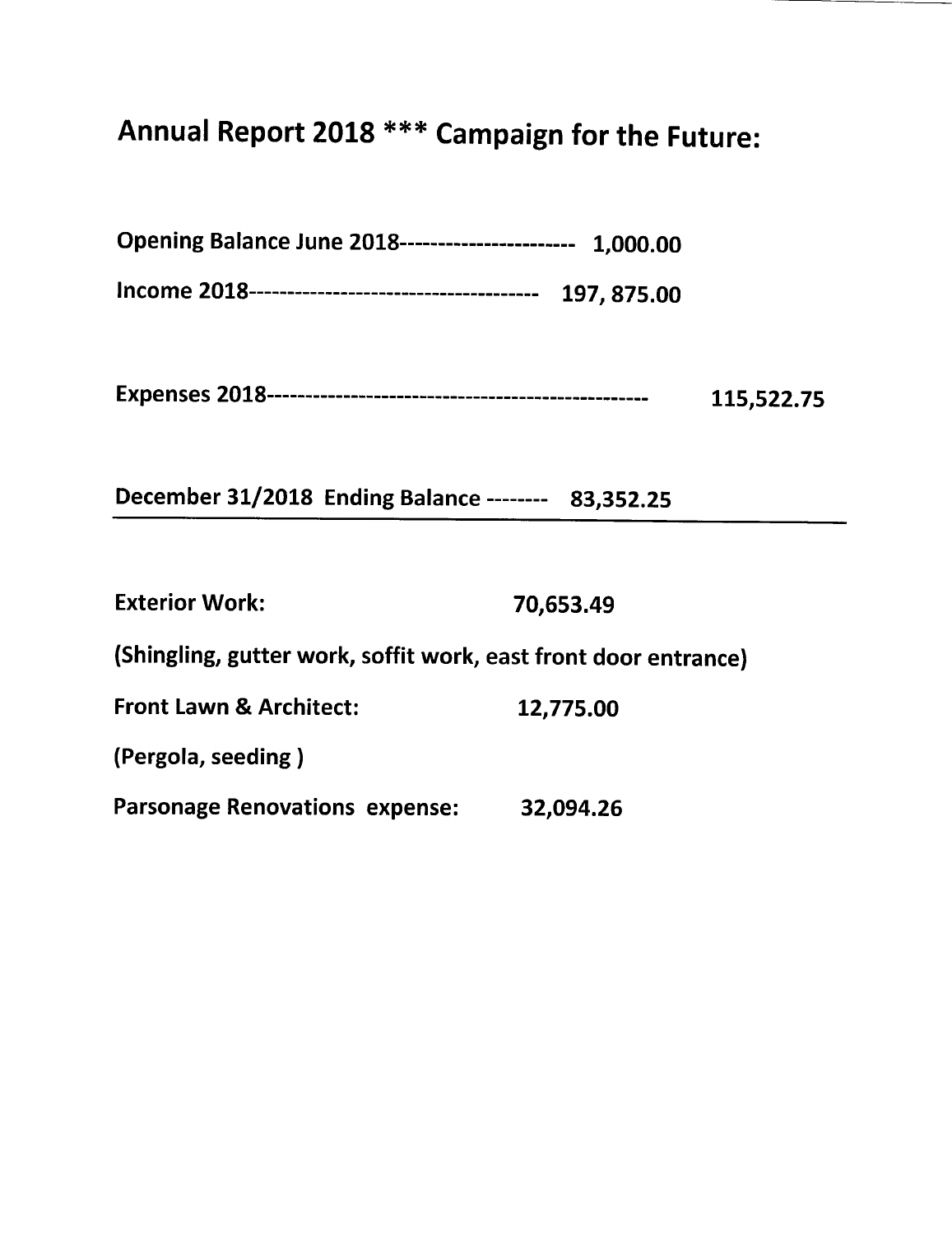# Annual Report 2018 *** Campaign for the Future:

**Opening Balance June 2018----------------------- 1,000.00**

**Income 2018-------------------------------------- 197, 875.00**

**Expenses 2018------------------------------------------------- 115,522.75**

**December 31/2018 Ending Balance -------- 83,352.25**

---

**Exterior Work:** **70,653.49**

**(Shingling, gutter work, soffit work, east front door entrance)**

**Front Lawn & Architect:** **12,775.00**

**(Pergola, seeding )**

**Parsonage Renovations expense:** **32,094.26**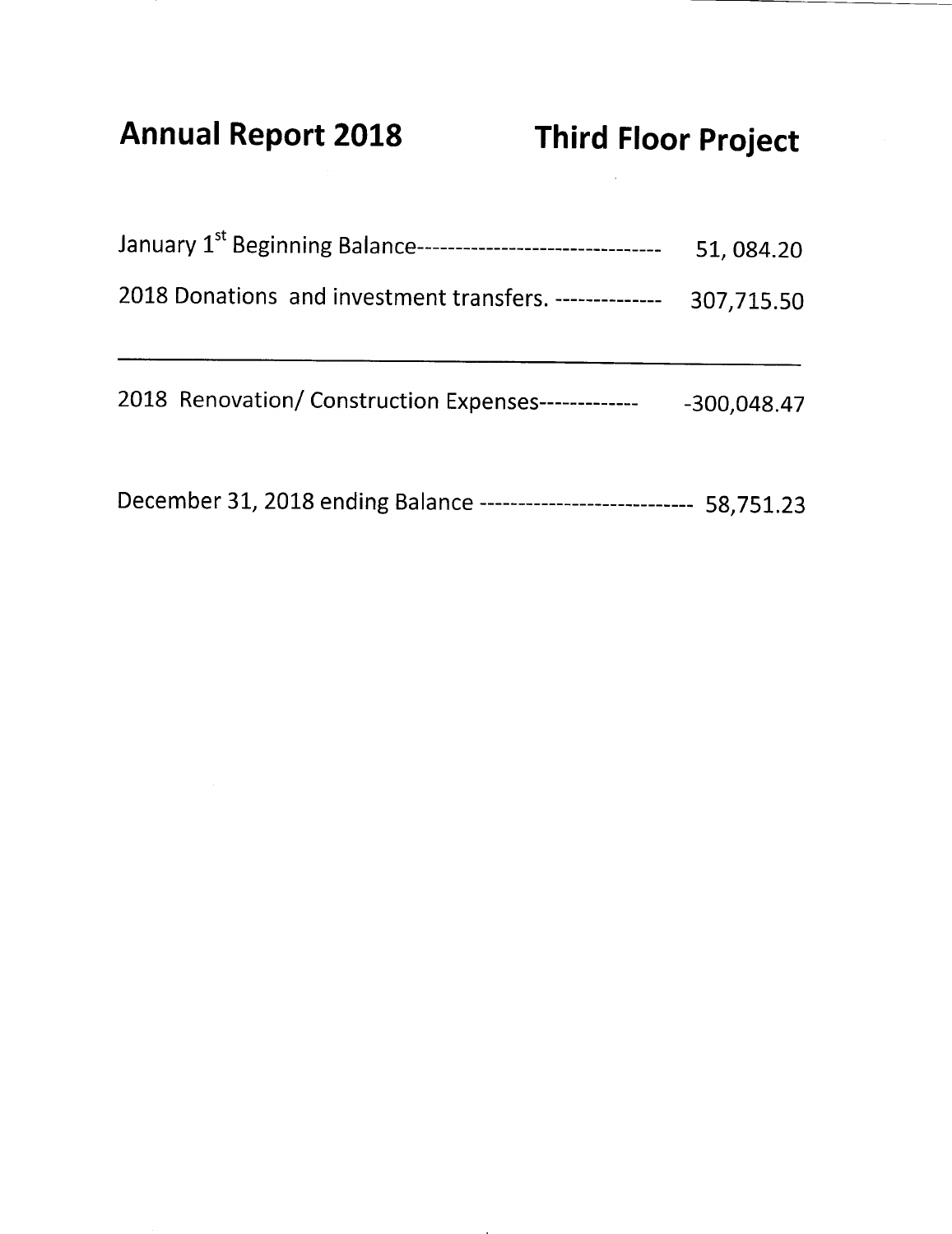# Annual Report 2018 — Third Floor Project

| | |
|---|---|
| January 1st Beginning Balance | 51, 084.20 |
| 2018 Donations and investment transfers. | 307,715.50 |
| 2018 Renovation/ Construction Expenses | -300,048.47 |
| December 31, 2018 ending Balance | 58,751.23 |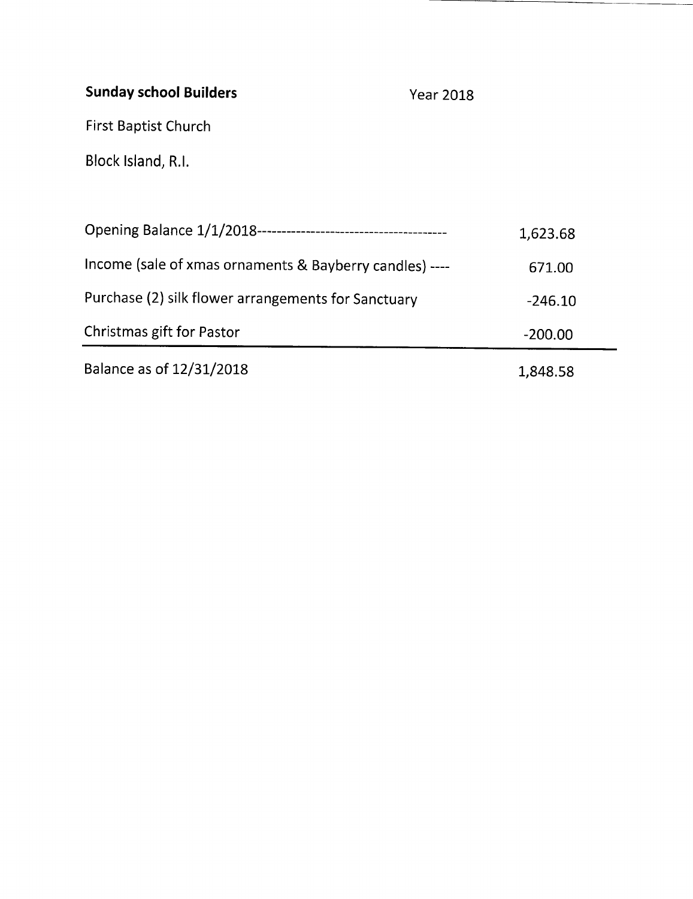**Sunday school Builders** Year 2018

First Baptist Church

Block Island, R.I.

| | |
|---|---|
| Opening Balance 1/1/2018--------------------------------------- | 1,623.68 |
| Income (sale of xmas ornaments & Bayberry candles) ---- | 671.00 |
| Purchase (2) silk flower arrangements for Sanctuary | -246.10 |
| Christmas gift for Pastor | -200.00 |
| Balance as of 12/31/2018 | 1,848.58 |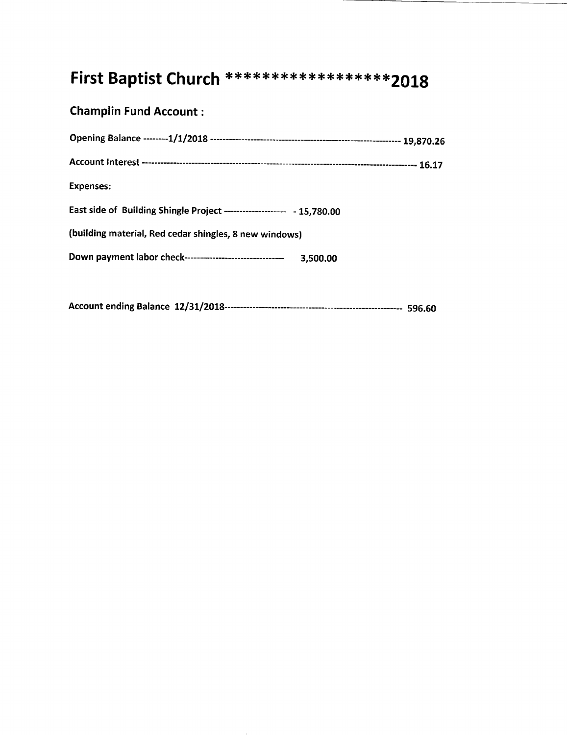# First Baptist Church ******************2018

## Champlin Fund Account :

**Opening Balance --------1/1/2018 ------------------------------------------------------------- 19,870.26**

**Account Interest ------------------------------------------------------------------------------------------ 16.17**

**Expenses:**

**East side of Building Shingle Project -------------------- - 15,780.00**

**(building material, Red cedar shingles, 8 new windows)**

**Down payment labor check-------------------------------- 3,500.00**

**Account ending Balance 12/31/2018--------------------------------------------------------- 596.60**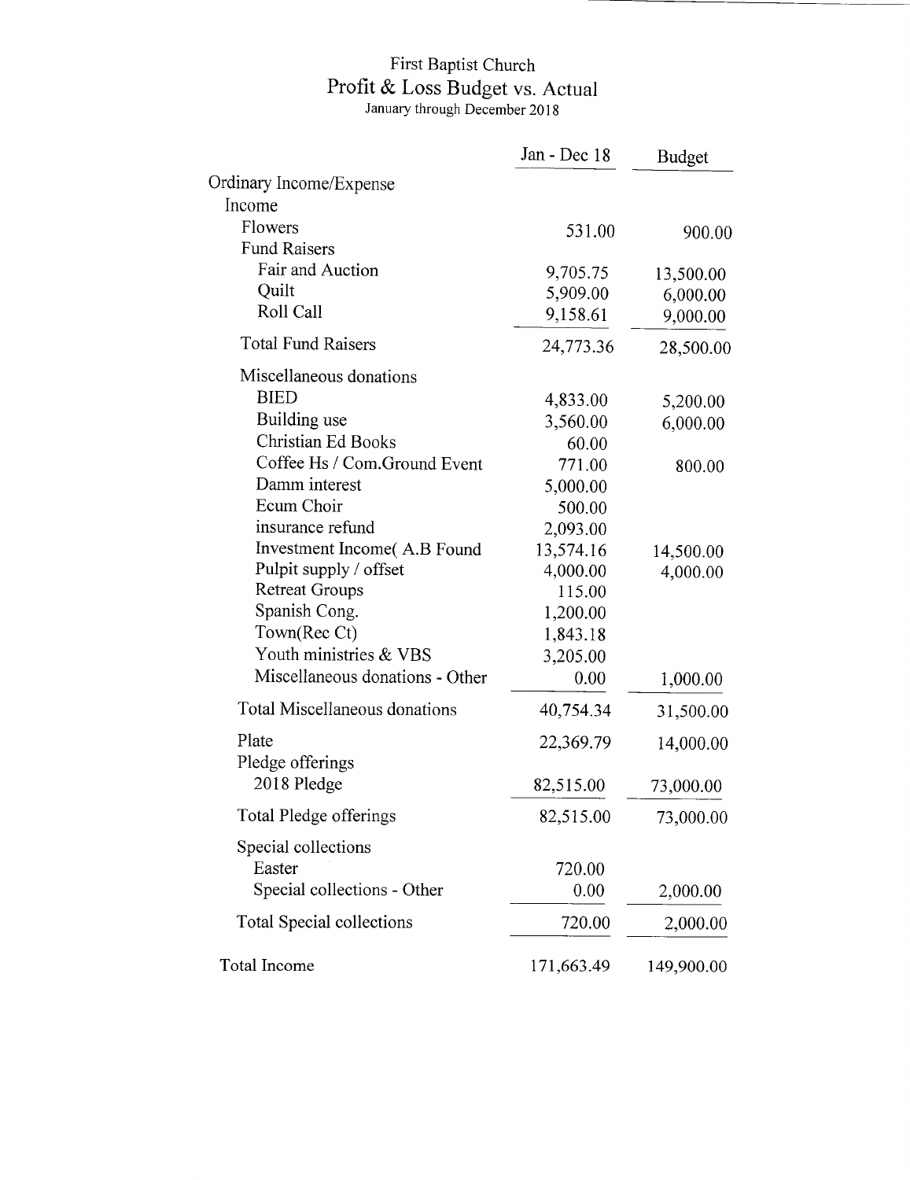# First Baptist Church

## Profit & Loss Budget vs. Actual

January through December 2018

| | Jan - Dec 18 | Budget |
|---|---|---|
| Ordinary Income/Expense | | |
| Income | | |
| Flowers | 531.00 | 900.00 |
| Fund Raisers | | |
| Fair and Auction | 9,705.75 | 13,500.00 |
| Quilt | 5,909.00 | 6,000.00 |
| Roll Call | 9,158.61 | 9,000.00 |
| Total Fund Raisers | 24,773.36 | 28,500.00 |
| Miscellaneous donations | | |
| BIED | 4,833.00 | 5,200.00 |
| Building use | 3,560.00 | 6,000.00 |
| Christian Ed Books | 60.00 | |
| Coffee Hs / Com.Ground Event | 771.00 | 800.00 |
| Damm interest | 5,000.00 | |
| Ecum Choir | 500.00 | |
| insurance refund | 2,093.00 | |
| Investment Income( A.B Found | 13,574.16 | 14,500.00 |
| Pulpit supply / offset | 4,000.00 | 4,000.00 |
| Retreat Groups | 115.00 | |
| Spanish Cong. | 1,200.00 | |
| Town(Rec Ct) | 1,843.18 | |
| Youth ministries & VBS | 3,205.00 | |
| Miscellaneous donations - Other | 0.00 | 1,000.00 |
| Total Miscellaneous donations | 40,754.34 | 31,500.00 |
| Plate | 22,369.79 | 14,000.00 |
| Pledge offerings | | |
| 2018 Pledge | 82,515.00 | 73,000.00 |
| Total Pledge offerings | 82,515.00 | 73,000.00 |
| Special collections | | |
| Easter | 720.00 | |
| Special collections - Other | 0.00 | 2,000.00 |
| Total Special collections | 720.00 | 2,000.00 |
| Total Income | 171,663.49 | 149,900.00 |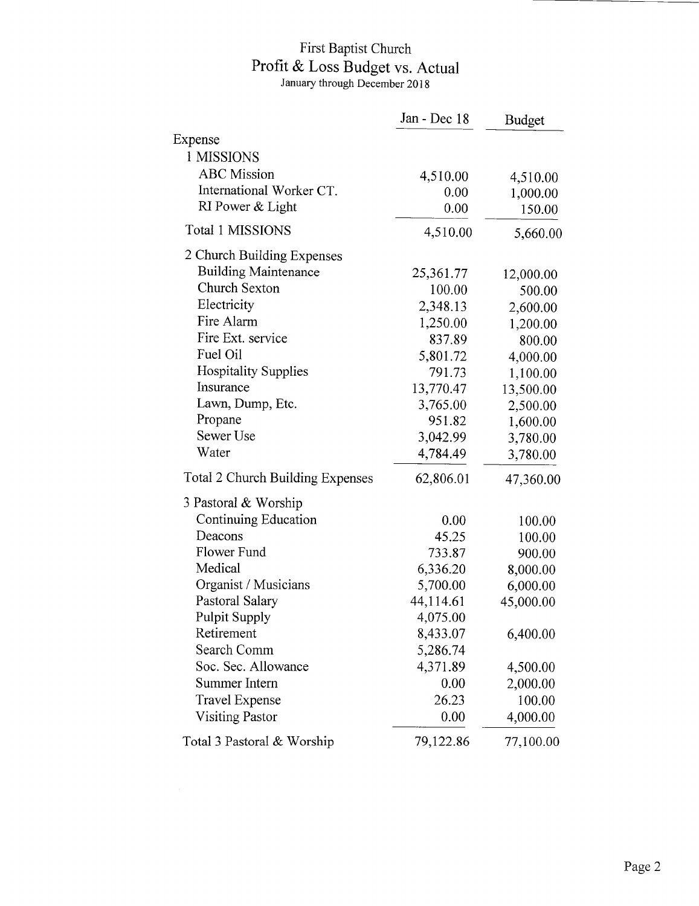# First Baptist Church

## Profit & Loss Budget vs. Actual

January through December 2018

| | Jan - Dec 18 | Budget |
|---|---|---|
| Expense | | |
| 1 MISSIONS | | |
| ABC Mission | 4,510.00 | 4,510.00 |
| International Worker CT. | 0.00 | 1,000.00 |
| RI Power & Light | 0.00 | 150.00 |
| Total 1 MISSIONS | 4,510.00 | 5,660.00 |
| 2 Church Building Expenses | | |
| Building Maintenance | 25,361.77 | 12,000.00 |
| Church Sexton | 100.00 | 500.00 |
| Electricity | 2,348.13 | 2,600.00 |
| Fire Alarm | 1,250.00 | 1,200.00 |
| Fire Ext. service | 837.89 | 800.00 |
| Fuel Oil | 5,801.72 | 4,000.00 |
| Hospitality Supplies | 791.73 | 1,100.00 |
| Insurance | 13,770.47 | 13,500.00 |
| Lawn, Dump, Etc. | 3,765.00 | 2,500.00 |
| Propane | 951.82 | 1,600.00 |
| Sewer Use | 3,042.99 | 3,780.00 |
| Water | 4,784.49 | 3,780.00 |
| Total 2 Church Building Expenses | 62,806.01 | 47,360.00 |
| 3 Pastoral & Worship | | |
| Continuing Education | 0.00 | 100.00 |
| Deacons | 45.25 | 100.00 |
| Flower Fund | 733.87 | 900.00 |
| Medical | 6,336.20 | 8,000.00 |
| Organist / Musicians | 5,700.00 | 6,000.00 |
| Pastoral Salary | 44,114.61 | 45,000.00 |
| Pulpit Supply | 4,075.00 | |
| Retirement | 8,433.07 | 6,400.00 |
| Search Comm | 5,286.74 | |
| Soc. Sec. Allowance | 4,371.89 | 4,500.00 |
| Summer Intern | 0.00 | 2,000.00 |
| Travel Expense | 26.23 | 100.00 |
| Visiting Pastor | 0.00 | 4,000.00 |
| Total 3 Pastoral & Worship | 79,122.86 | 77,100.00 |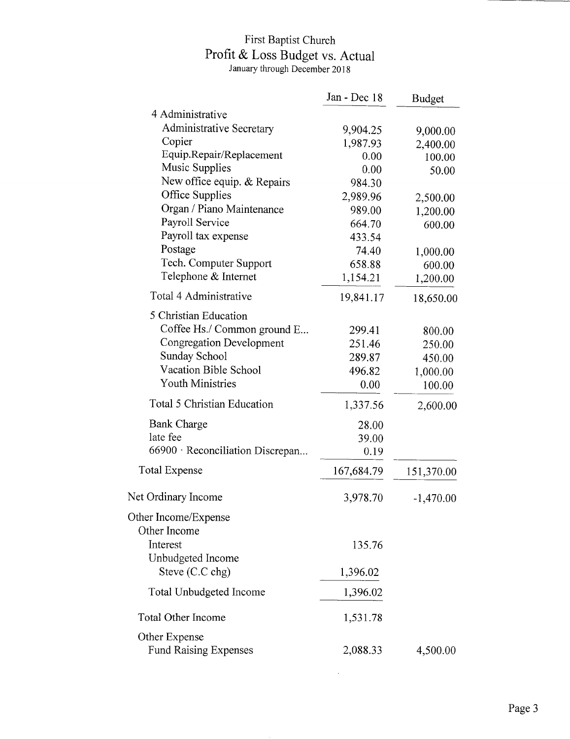# First Baptist Church

## Profit & Loss Budget vs. Actual

January through December 2018

| | Jan - Dec 18 | Budget |
|---|---|---|
| 4 Administrative | | |
| Administrative Secretary | 9,904.25 | 9,000.00 |
| Copier | 1,987.93 | 2,400.00 |
| Equip.Repair/Replacement | 0.00 | 100.00 |
| Music Supplies | 0.00 | 50.00 |
| New office equip. & Repairs | 984.30 | |
| Office Supplies | 2,989.96 | 2,500.00 |
| Organ / Piano Maintenance | 989.00 | 1,200.00 |
| Payroll Service | 664.70 | 600.00 |
| Payroll tax expense | 433.54 | |
| Postage | 74.40 | 1,000.00 |
| Tech. Computer Support | 658.88 | 600.00 |
| Telephone & Internet | 1,154.21 | 1,200.00 |
| Total 4 Administrative | 19,841.17 | 18,650.00 |
| 5 Christian Education | | |
| Coffee Hs./ Common ground E... | 299.41 | 800.00 |
| Congregation Development | 251.46 | 250.00 |
| Sunday School | 289.87 | 450.00 |
| Vacation Bible School | 496.82 | 1,000.00 |
| Youth Ministries | 0.00 | 100.00 |
| Total 5 Christian Education | 1,337.56 | 2,600.00 |
| Bank Charge | 28.00 | |
| late fee | 39.00 | |
| 66900 · Reconciliation Discrepan... | 0.19 | |
| Total Expense | 167,684.79 | 151,370.00 |
| Net Ordinary Income | 3,978.70 | -1,470.00 |
| Other Income/Expense | | |
| Other Income | | |
| Interest | 135.76 | |
| Unbudgeted Income | | |
| Steve (C.C chg) | 1,396.02 | |
| Total Unbudgeted Income | 1,396.02 | |
| Total Other Income | 1,531.78 | |
| Other Expense | | |
| Fund Raising Expenses | 2,088.33 | 4,500.00 |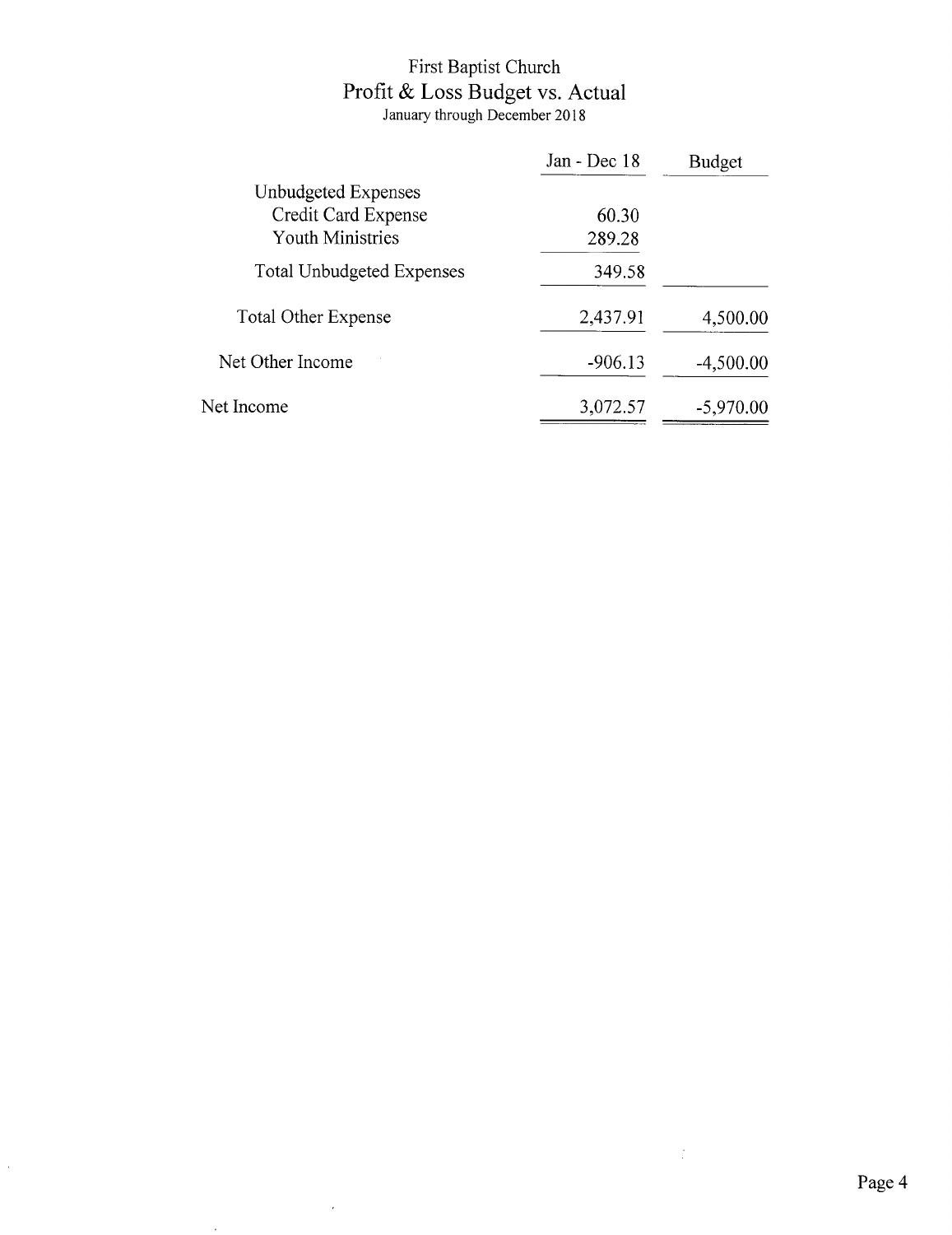# First Baptist Church

## Profit & Loss Budget vs. Actual

January through December 2018

| | Jan - Dec 18 | Budget |
|---|---|---|
| Unbudgeted Expenses | | |
| Credit Card Expense | 60.30 | |
| Youth Ministries | 289.28 | |
| Total Unbudgeted Expenses | 349.58 | |
| Total Other Expense | 2,437.91 | 4,500.00 |
| Net Other Income | -906.13 | -4,500.00 |
| Net Income | 3,072.57 | -5,970.00 |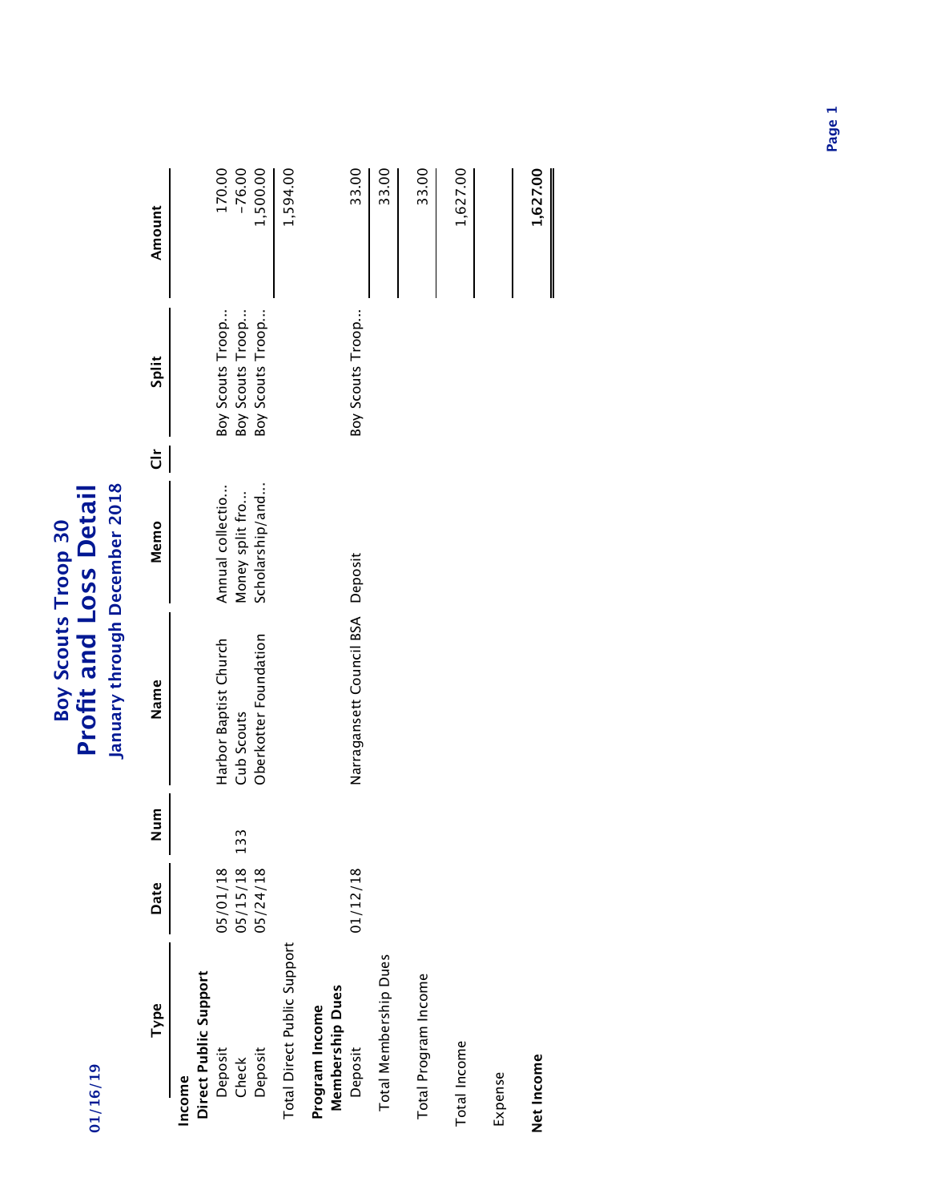# Boy Scouts Troop 30

## Profit and Loss Detail

### January through December 2018

01/16/19

| Type | Date | Num | Name | Memo | Clr | Split | Amount |
|---|---|---|---|---|---|---|---|
| **Income** | | | | | | | |
| **Direct Public Support** | | | | | | | |
| Deposit | 05/01/18 | | Harbor Baptist Church | Annual collectio... | | Boy Scouts Troop... | 170.00 |
| Check | 05/15/18 | 133 | Cub Scouts | Money split fro... | | Boy Scouts Troop... | -76.00 |
| Deposit | 05/24/18 | | Oberkotter Foundation | Scholarship/and... | | Boy Scouts Troop... | 1,500.00 |
| Total Direct Public Support | | | | | | | 1,594.00 |
| **Program Income** | | | | | | | |
| **Membership Dues** | | | | | | | |
| Deposit | 01/12/18 | | Narragansett Council BSA | Deposit | | Boy Scouts Troop... | 33.00 |
| Total Membership Dues | | | | | | | 33.00 |
| Total Program Income | | | | | | | 33.00 |
| Total Income | | | | | | | 1,627.00 |
| Expense | | | | | | | |
| **Net Income** | | | | | | | **1,627.00** |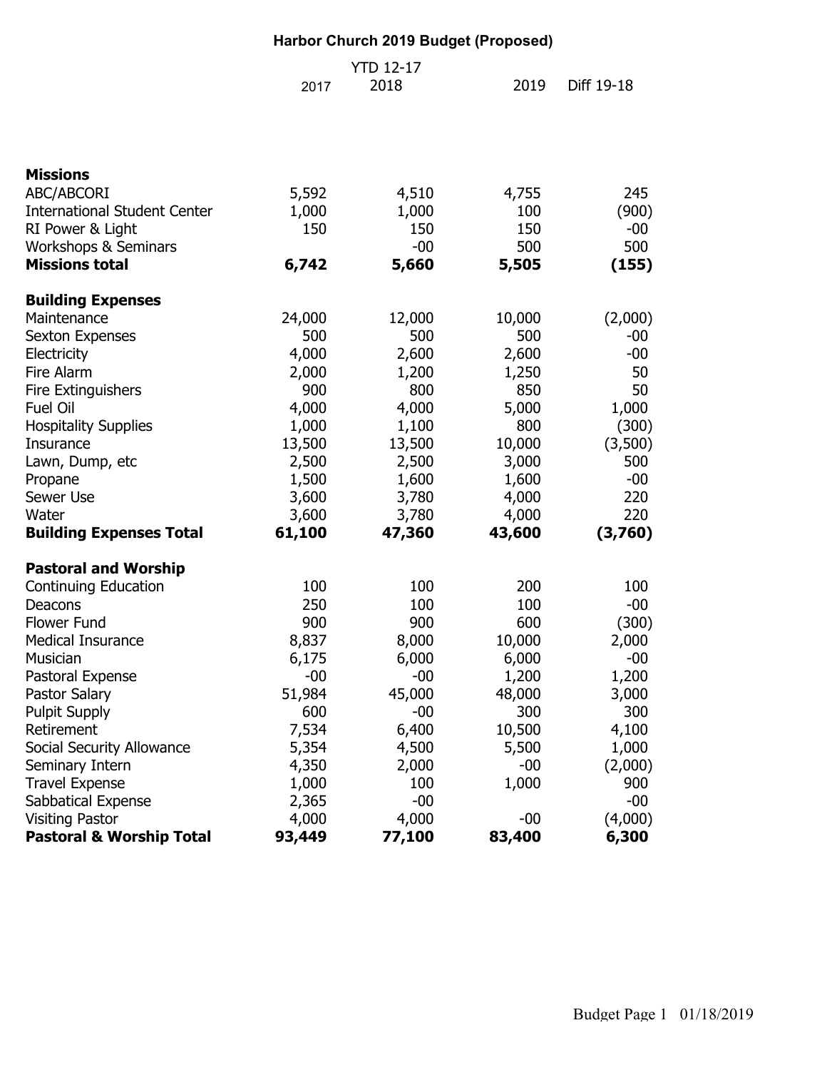# Harbor Church 2019 Budget (Proposed)

| | 2017 | YTD 12-17 2018 | 2019 | Diff 19-18 |
|---|---|---|---|---|
| **Missions** | | | | |
| ABC/ABCORI | 5,592 | 4,510 | 4,755 | 245 |
| International Student Center | 1,000 | 1,000 | 100 | (900) |
| RI Power & Light | 150 | 150 | 150 | -00 |
| Workshops & Seminars | | -00 | 500 | 500 |
| **Missions total** | **6,742** | **5,660** | **5,505** | **(155)** |
| **Building Expenses** | | | | |
| Maintenance | 24,000 | 12,000 | 10,000 | (2,000) |
| Sexton Expenses | 500 | 500 | 500 | -00 |
| Electricity | 4,000 | 2,600 | 2,600 | -00 |
| Fire Alarm | 2,000 | 1,200 | 1,250 | 50 |
| Fire Extinguishers | 900 | 800 | 850 | 50 |
| Fuel Oil | 4,000 | 4,000 | 5,000 | 1,000 |
| Hospitality Supplies | 1,000 | 1,100 | 800 | (300) |
| Insurance | 13,500 | 13,500 | 10,000 | (3,500) |
| Lawn, Dump, etc | 2,500 | 2,500 | 3,000 | 500 |
| Propane | 1,500 | 1,600 | 1,600 | -00 |
| Sewer Use | 3,600 | 3,780 | 4,000 | 220 |
| Water | 3,600 | 3,780 | 4,000 | 220 |
| **Building Expenses Total** | **61,100** | **47,360** | **43,600** | **(3,760)** |
| **Pastoral and Worship** | | | | |
| Continuing Education | 100 | 100 | 200 | 100 |
| Deacons | 250 | 100 | 100 | -00 |
| Flower Fund | 900 | 900 | 600 | (300) |
| Medical Insurance | 8,837 | 8,000 | 10,000 | 2,000 |
| Musician | 6,175 | 6,000 | 6,000 | -00 |
| Pastoral Expense | -00 | -00 | 1,200 | 1,200 |
| Pastor Salary | 51,984 | 45,000 | 48,000 | 3,000 |
| Pulpit Supply | 600 | -00 | 300 | 300 |
| Retirement | 7,534 | 6,400 | 10,500 | 4,100 |
| Social Security Allowance | 5,354 | 4,500 | 5,500 | 1,000 |
| Seminary Intern | 4,350 | 2,000 | -00 | (2,000) |
| Travel Expense | 1,000 | 100 | 1,000 | 900 |
| Sabbatical Expense | 2,365 | -00 | | -00 |
| Visiting Pastor | 4,000 | 4,000 | -00 | (4,000) |
| **Pastoral & Worship Total** | **93,449** | **77,100** | **83,400** | **6,300** |

Budget Page 1 01/18/2019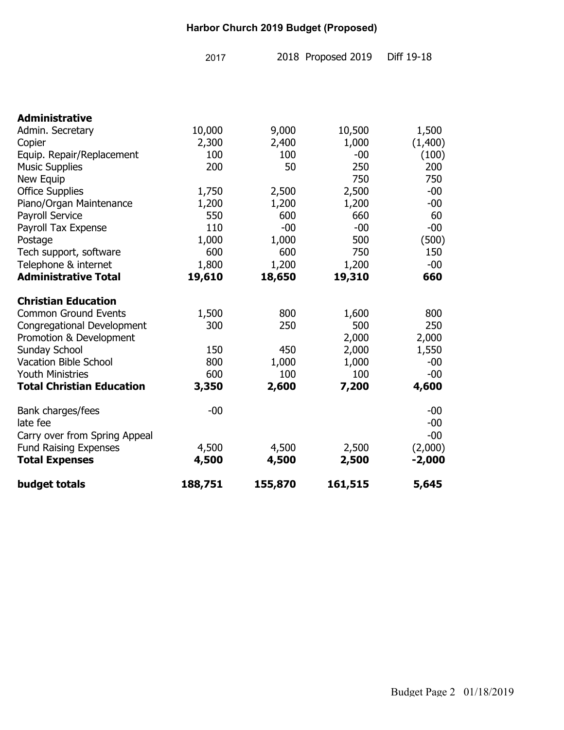# Harbor Church 2019 Budget (Proposed)

| | 2017 | 2018 | Proposed 2019 | Diff 19-18 |
|---|---|---|---|---|
| **Administrative** | | | | |
| Admin. Secretary | 10,000 | 9,000 | 10,500 | 1,500 |
| Copier | 2,300 | 2,400 | 1,000 | (1,400) |
| Equip. Repair/Replacement | 100 | 100 | -00 | (100) |
| Music Supplies | 200 | 50 | 250 | 200 |
| New Equip | | | 750 | 750 |
| Office Supplies | 1,750 | 2,500 | 2,500 | -00 |
| Piano/Organ Maintenance | 1,200 | 1,200 | 1,200 | -00 |
| Payroll Service | 550 | 600 | 660 | 60 |
| Payroll Tax Expense | 110 | -00 | -00 | -00 |
| Postage | 1,000 | 1,000 | 500 | (500) |
| Tech support, software | 600 | 600 | 750 | 150 |
| Telephone & internet | 1,800 | 1,200 | 1,200 | -00 |
| **Administrative Total** | **19,610** | **18,650** | **19,310** | **660** |
| | | | | |
| **Christian Education** | | | | |
| Common Ground Events | 1,500 | 800 | 1,600 | 800 |
| Congregational Development | 300 | 250 | 500 | 250 |
| Promotion & Development | | | 2,000 | 2,000 |
| Sunday School | 150 | 450 | 2,000 | 1,550 |
| Vacation Bible School | 800 | 1,000 | 1,000 | -00 |
| Youth Ministries | 600 | 100 | 100 | -00 |
| **Total Christian Education** | **3,350** | **2,600** | **7,200** | **4,600** |
| | | | | |
| Bank charges/fees | -00 | | | -00 |
| late fee | | | | -00 |
| Carry over from Spring Appeal | | | | -00 |
| Fund Raising Expenses | 4,500 | 4,500 | 2,500 | (2,000) |
| **Total Expenses** | **4,500** | **4,500** | **2,500** | **-2,000** |
| | | | | |
| **budget totals** | **188,751** | **155,870** | **161,515** | **5,645** |

Budget Page 2 01/18/2019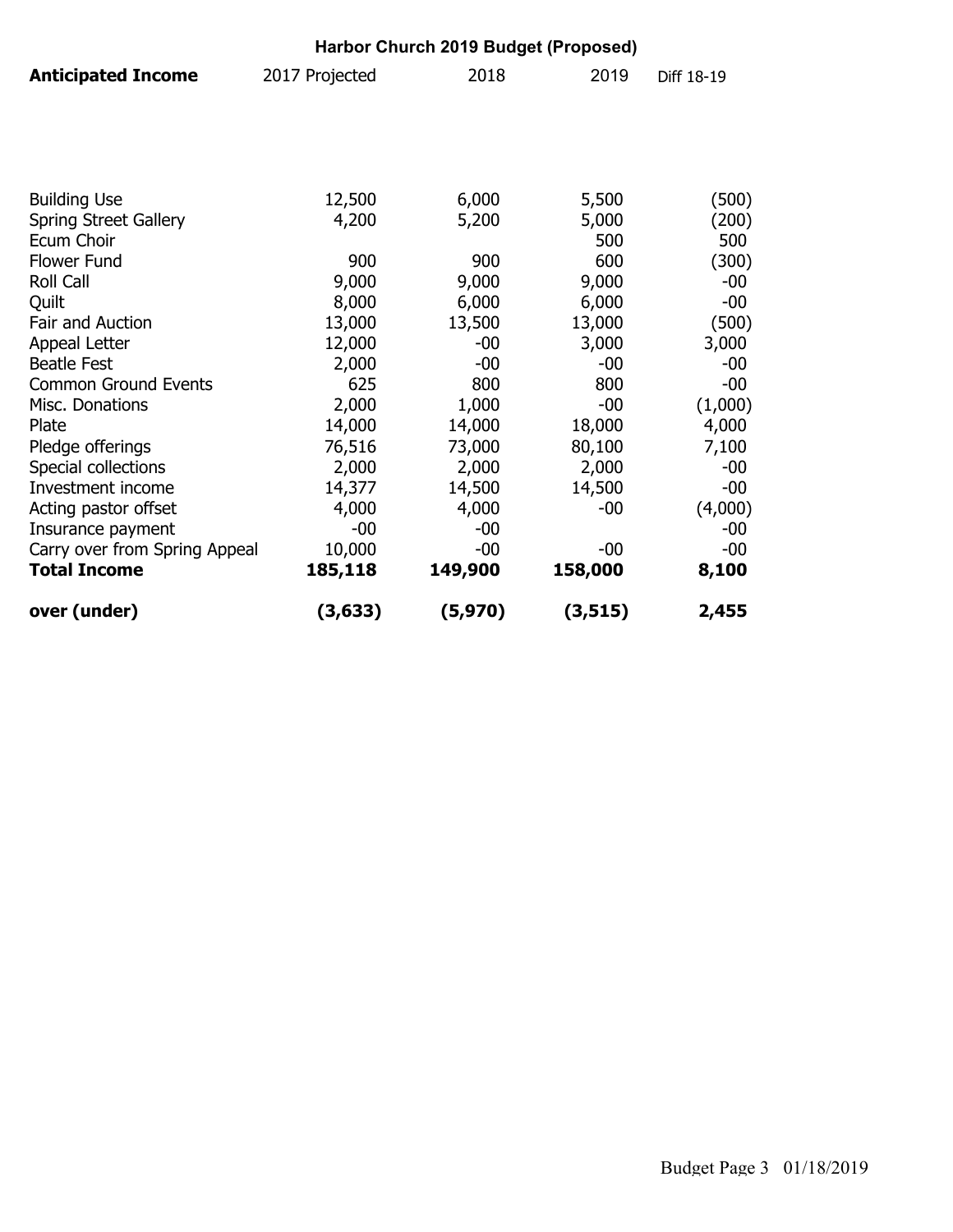## Harbor Church 2019 Budget (Proposed)

| **Anticipated Income** | 2017 Projected | 2018 | 2019 | Diff 18-19 |
|---|---|---|---|---|
| Building Use | 12,500 | 6,000 | 5,500 | (500) |
| Spring Street Gallery | 4,200 | 5,200 | 5,000 | (200) |
| Ecum Choir | | | 500 | 500 |
| Flower Fund | 900 | 900 | 600 | (300) |
| Roll Call | 9,000 | 9,000 | 9,000 | -00 |
| Quilt | 8,000 | 6,000 | 6,000 | -00 |
| Fair and Auction | 13,000 | 13,500 | 13,000 | (500) |
| Appeal Letter | 12,000 | -00 | 3,000 | 3,000 |
| Beatle Fest | 2,000 | -00 | -00 | -00 |
| Common Ground Events | 625 | 800 | 800 | -00 |
| Misc. Donations | 2,000 | 1,000 | -00 | (1,000) |
| Plate | 14,000 | 14,000 | 18,000 | 4,000 |
| Pledge offerings | 76,516 | 73,000 | 80,100 | 7,100 |
| Special collections | 2,000 | 2,000 | 2,000 | -00 |
| Investment income | 14,377 | 14,500 | 14,500 | -00 |
| Acting pastor offset | 4,000 | 4,000 | -00 | (4,000) |
| Insurance payment | -00 | -00 | | -00 |
| Carry over from Spring Appeal | 10,000 | -00 | -00 | -00 |
| **Total Income** | **185,118** | **149,900** | **158,000** | **8,100** |
| **over (under)** | **(3,633)** | **(5,970)** | **(3,515)** | **2,455** |